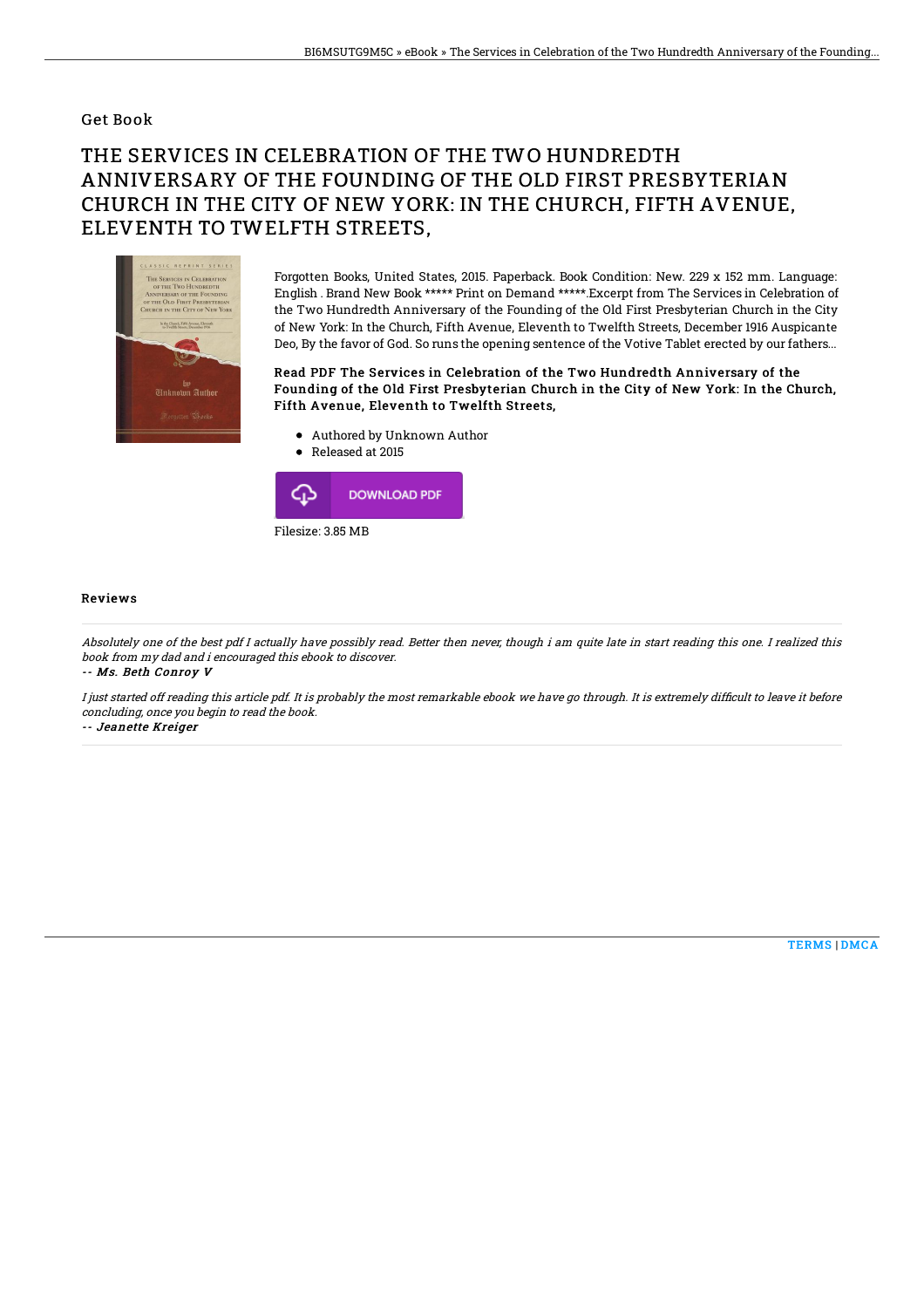Get Book

# THE SERVICES IN CELEBRATION OF THE TWO HUNDREDTH ANNIVERSARY OF THE FOUNDING OF THE OLD FIRST PRESBYTERIAN CHURCH IN THE CITY OF NEW YORK: IN THE CHURCH, FIFTH AVENUE, ELEVENTH TO TWELFTH STREETS,

Forgotten Books, United States, 2015. Paperback. Book Condition: New. 229 x 152 mm. Language: English . Brand New Book ***** Print on Demand *****.Excerpt from The Services in Celebration of the Two Hundredth Anniversary of the Founding of the Old First Presbyterian Church in the City of New York: In the Church, Fifth Avenue, Eleventh to Twelfth Streets, December 1916 Auspicante Deo, By the favor of God. So runs the opening sentence of the Votive Tablet erected by our fathers...

**Read PDF The Services in Celebration of the Two Hundredth Anniversary of the Founding of the Old First Presbyterian Church in the City of New York: In the Church, Fifth Avenue, Eleventh to Twelfth Streets,**

- Authored by Unknown Author
- Released at 2015

DOWNLOAD PDF

Filesize: 3.85 MB

## Reviews

*Absolutely one of the best pdf I actually have possibly read. Better then never, though i am quite late in start reading this one. I realized this book from my dad and i encouraged this ebook to discover.*

*-- Ms. Beth Conroy V*

*I just started off reading this article pdf. It is probably the most remarkable ebook we have go through. It is extremely difficult to leave it before concluding, once you begin to read the book.*

*-- Jeanette Kreiger*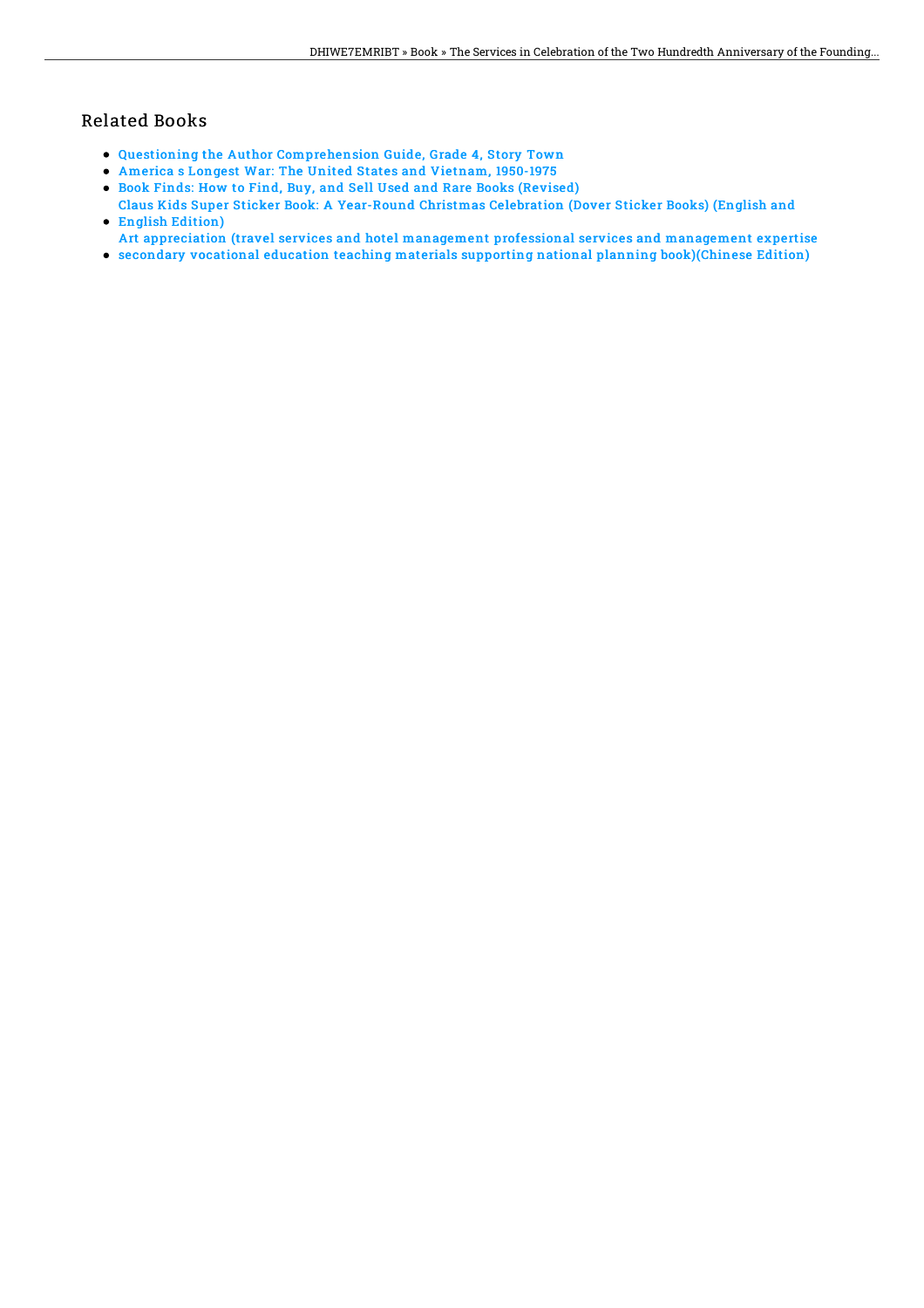## Related Books

- Questioning the Author Comprehension Guide, Grade 4, Story Town
- America s Longest War: The United States and Vietnam, 1950-1975
- Book Finds: How to Find, Buy, and Sell Used and Rare Books (Revised)
- Claus Kids Super Sticker Book: A Year-Round Christmas Celebration (Dover Sticker Books) (English and English Edition)
- Art appreciation (travel services and hotel management professional services and management expertise secondary vocational education teaching materials supporting national planning book)(Chinese Edition)